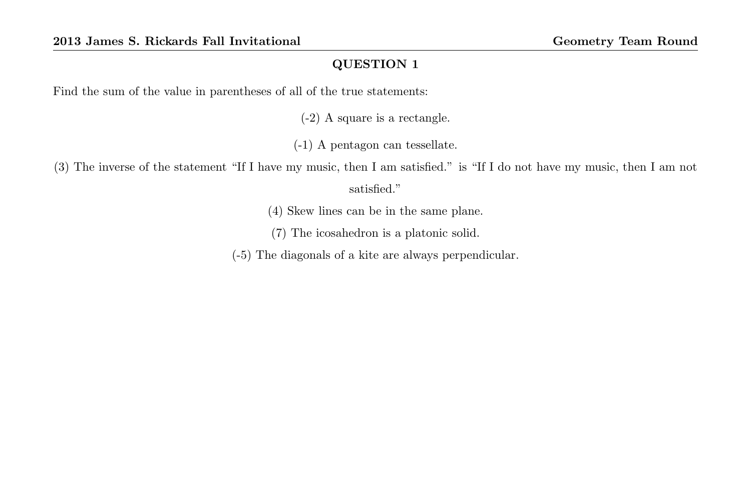## QUESTION 1

Find the sum of the value in parentheses of all of the true statements:

(-2) A square is a rectangle.

(-1) A pentagon can tessellate.

(3) The inverse of the statement "If I have my music, then I am satisfied." is "If I do not have my music, then I am not satisfied."

(4) Skew lines can be in the same plane.

(7) The icosahedron is a platonic solid.

(-5) The diagonals of a kite are always perpendicular.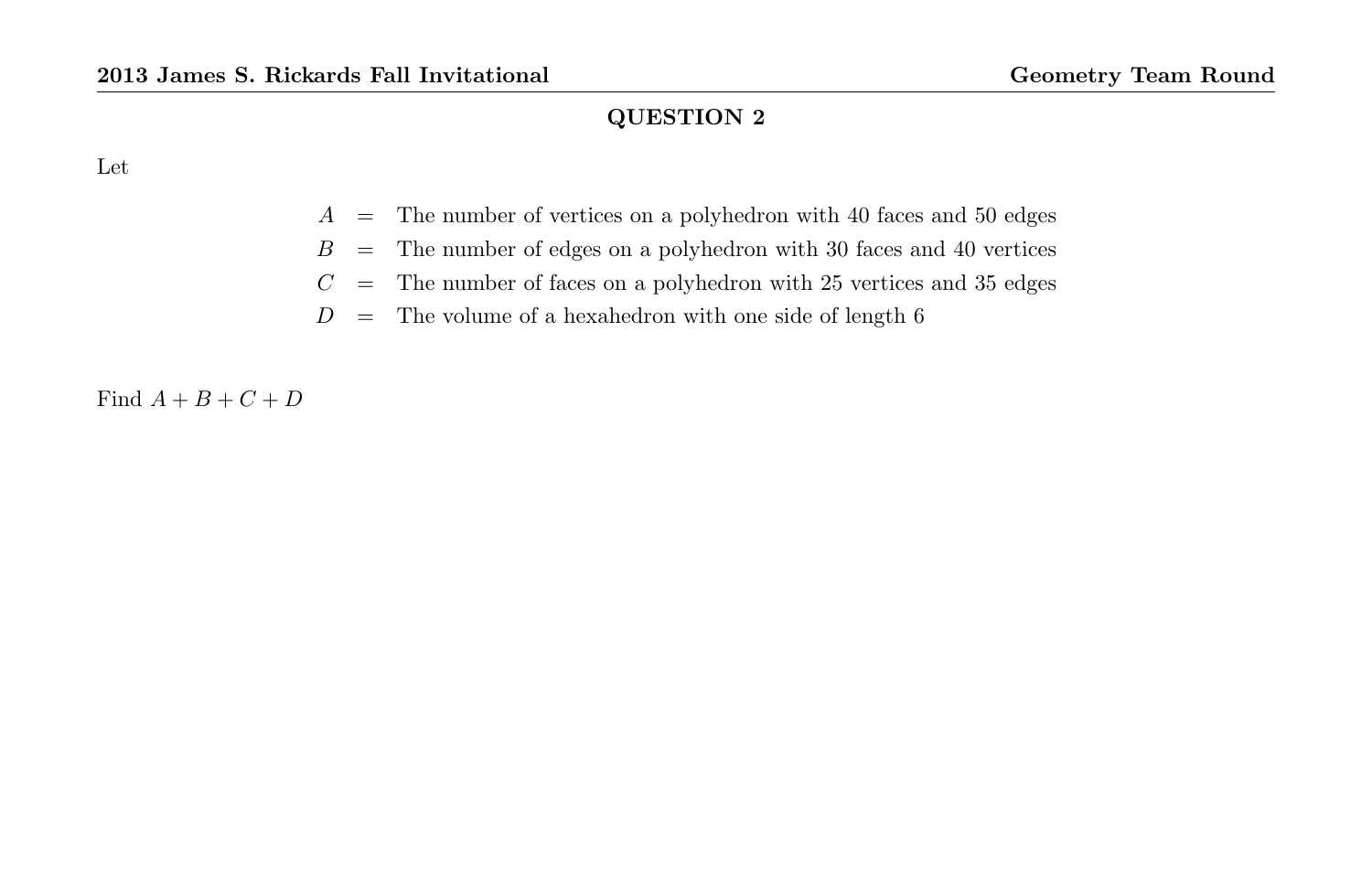## QUESTION 2

Let

$$
\begin{aligned}
A &= \text{The number of vertices on a polyhedron with 40 faces and 50 edges} \\
B &= \text{The number of edges on a polyhedron with 30 faces and 40 vertices} \\
C &= \text{The number of faces on a polyhedron with 25 vertices and 35 edges} \\
D &= \text{The volume of a hexahedron with one side of length 6}
\end{aligned}
$$

Find $A + B + C + D$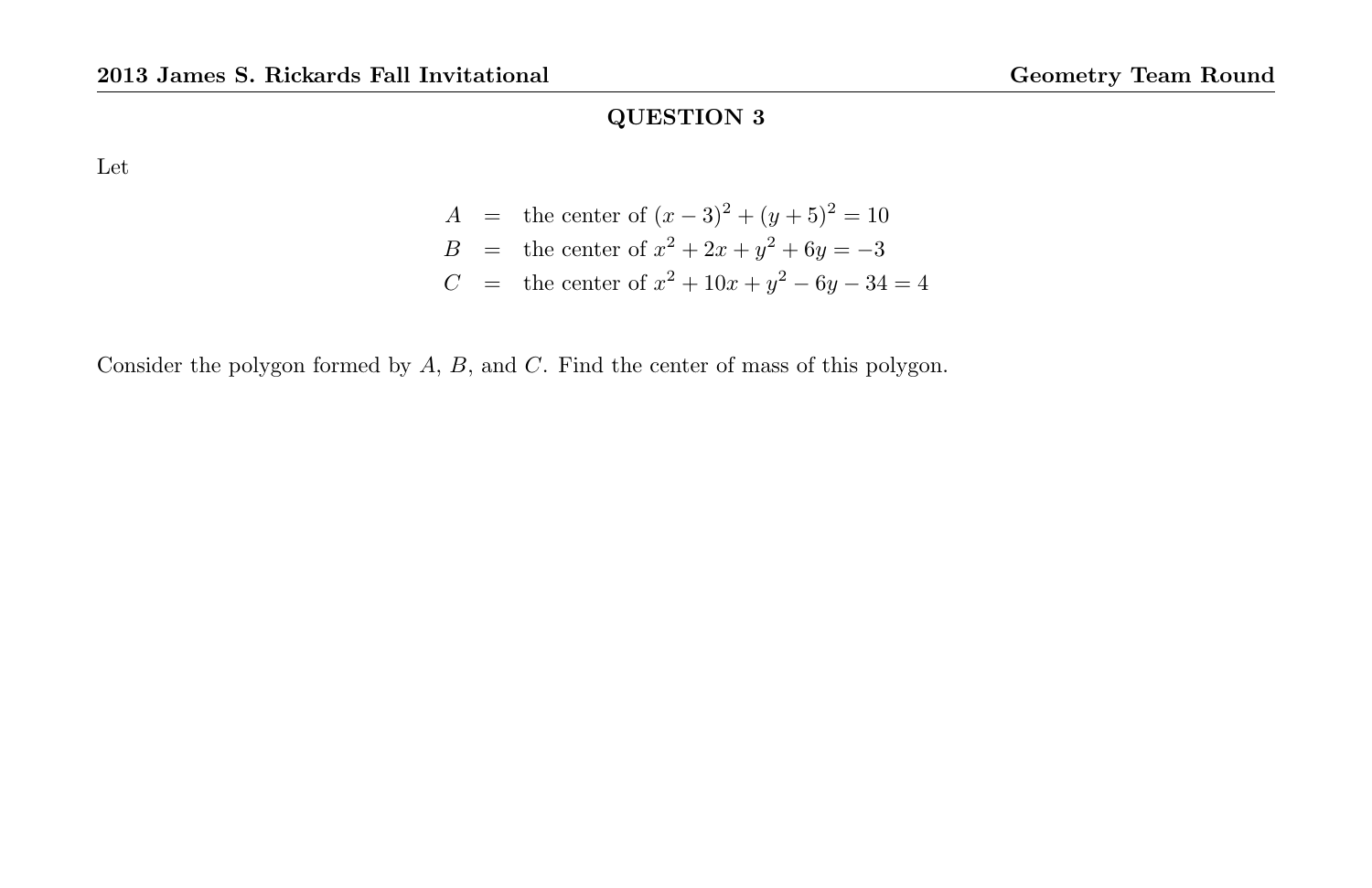## QUESTION 3

Let

$$\begin{aligned} A &= \text{the center of } (x-3)^2 + (y+5)^2 = 10 \\ B &= \text{the center of } x^2 + 2x + y^2 + 6y = -3 \\ C &= \text{the center of } x^2 + 10x + y^2 - 6y - 34 = 4 \end{aligned}$$

Consider the polygon formed by $A$, $B$, and $C$. Find the center of mass of this polygon.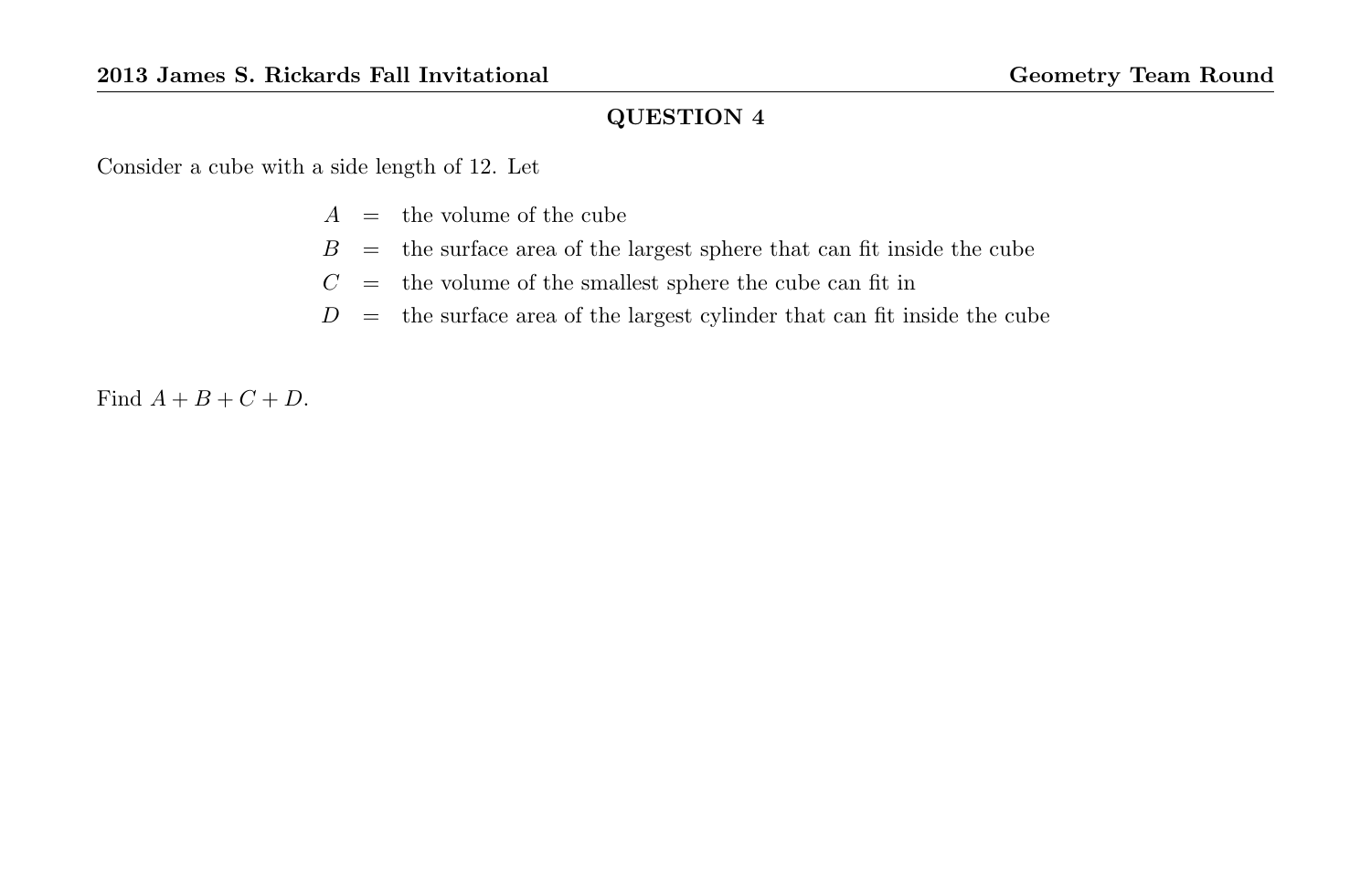## QUESTION 4

Consider a cube with a side length of 12. Let

$$
\begin{aligned}
A &= \text{the volume of the cube} \\
B &= \text{the surface area of the largest sphere that can fit inside the cube} \\
C &= \text{the volume of the smallest sphere the cube can fit in} \\
D &= \text{the surface area of the largest cylinder that can fit inside the cube}
\end{aligned}
$$

Find $A + B + C + D$.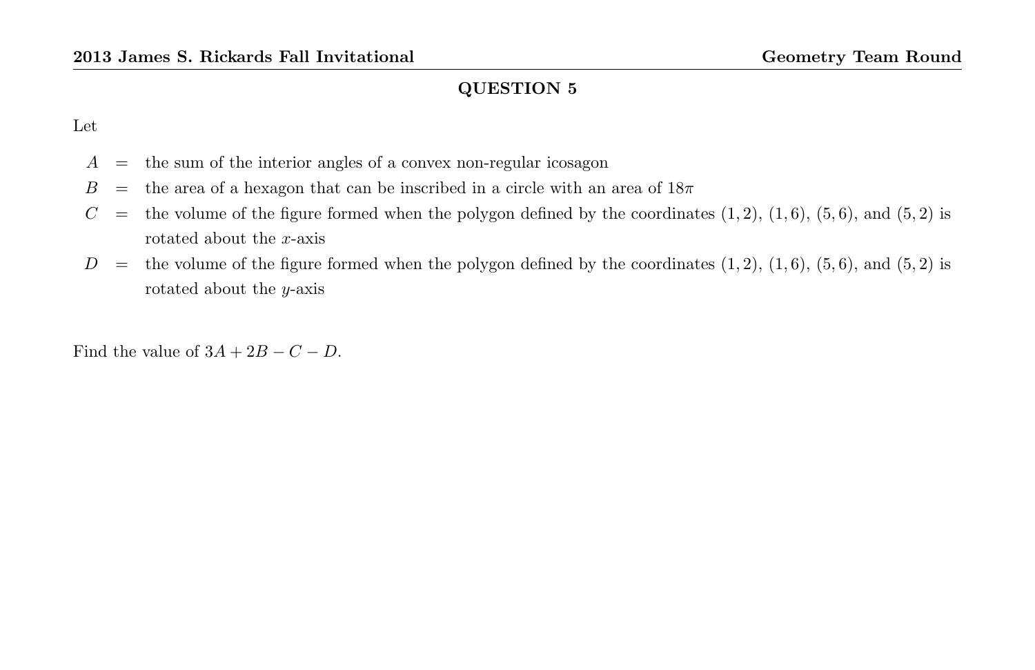## QUESTION 5

Let

$A$ = the sum of the interior angles of a convex non-regular icosagon

$B$ = the area of a hexagon that can be inscribed in a circle with an area of $18\pi$

$C$ = the volume of the figure formed when the polygon defined by the coordinates $(1, 2)$, $(1, 6)$, $(5, 6)$, and $(5, 2)$ is rotated about the $x$-axis

$D$ = the volume of the figure formed when the polygon defined by the coordinates $(1, 2)$, $(1, 6)$, $(5, 6)$, and $(5, 2)$ is rotated about the $y$-axis

Find the value of $3A + 2B - C - D$.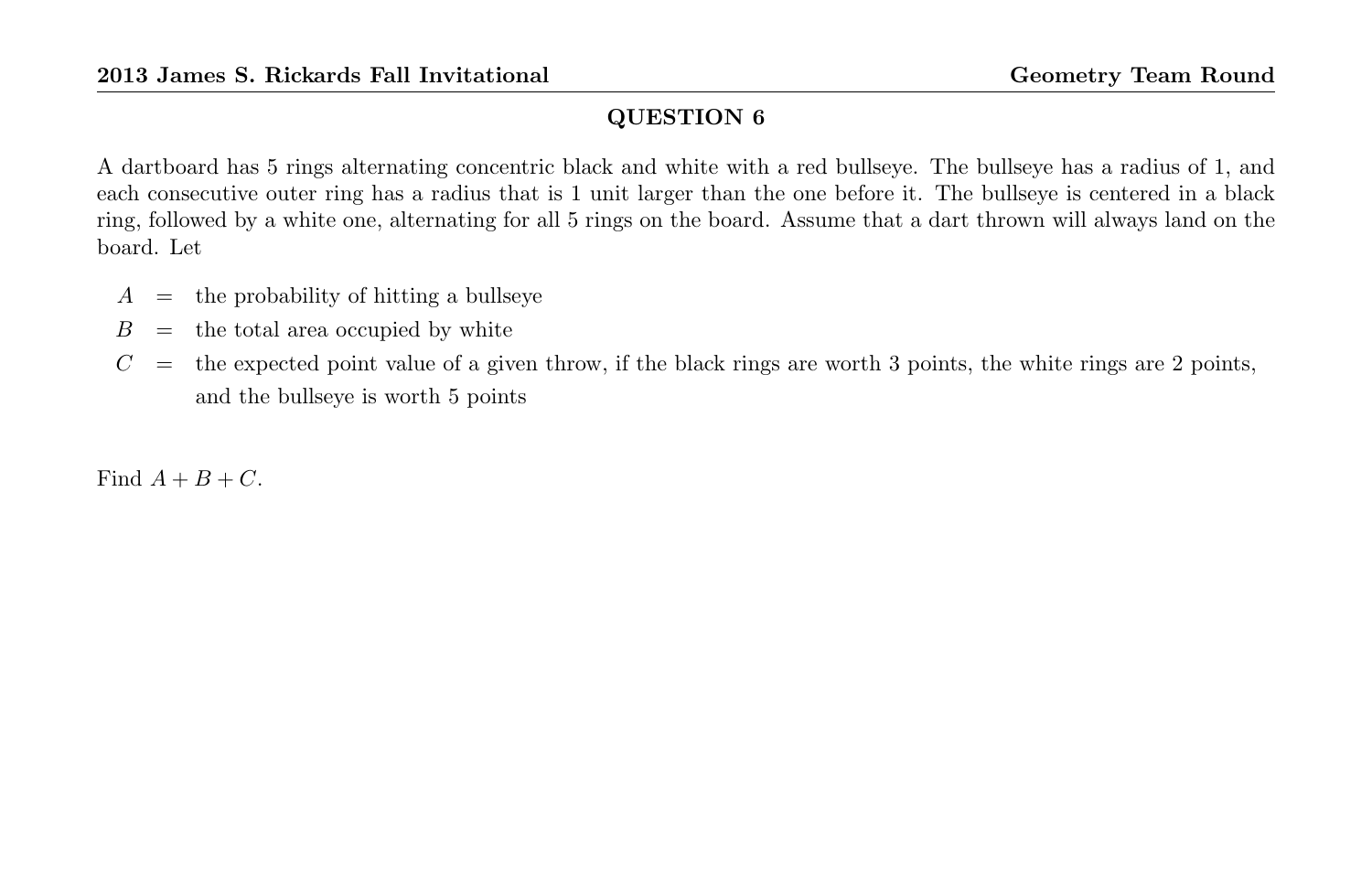## QUESTION 6

A dartboard has 5 rings alternating concentric black and white with a red bullseye. The bullseye has a radius of 1, and each consecutive outer ring has a radius that is 1 unit larger than the one before it. The bullseye is centered in a black ring, followed by a white one, alternating for all 5 rings on the board. Assume that a dart thrown will always land on the board. Let

- $A$ = the probability of hitting a bullseye
- $B$ = the total area occupied by white
- $C$ = the expected point value of a given throw, if the black rings are worth 3 points, the white rings are 2 points, and the bullseye is worth 5 points

Find $A + B + C$.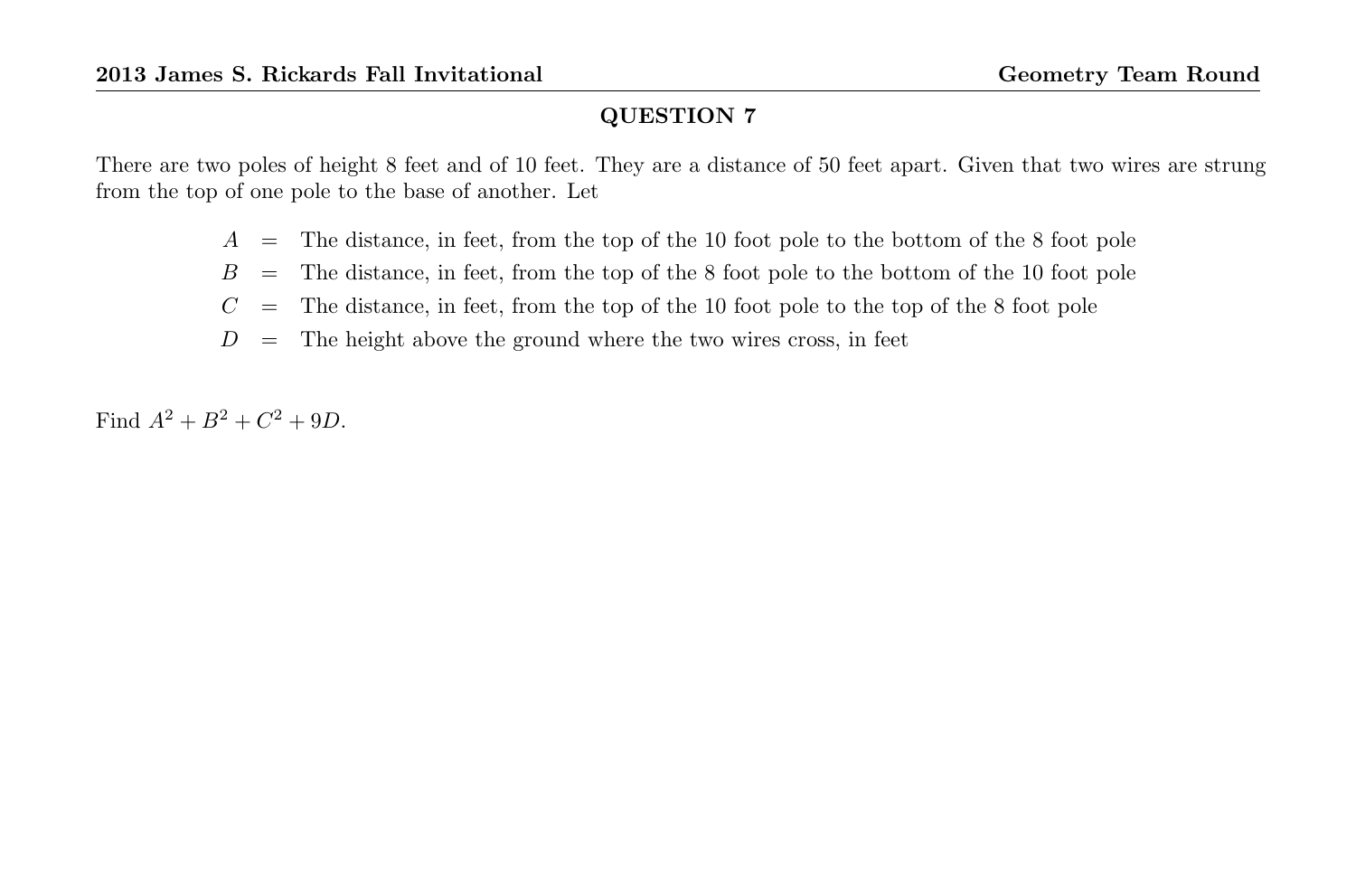## QUESTION 7

There are two poles of height 8 feet and of 10 feet. They are a distance of 50 feet apart. Given that two wires are strung from the top of one pole to the base of another. Let

$$
\begin{aligned}
A &= \text{The distance, in feet, from the top of the 10 foot pole to the bottom of the 8 foot pole} \\
B &= \text{The distance, in feet, from the top of the 8 foot pole to the bottom of the 10 foot pole} \\
C &= \text{The distance, in feet, from the top of the 10 foot pole to the top of the 8 foot pole} \\
D &= \text{The height above the ground where the two wires cross, in feet}
\end{aligned}
$$

Find $A^2 + B^2 + C^2 + 9D$.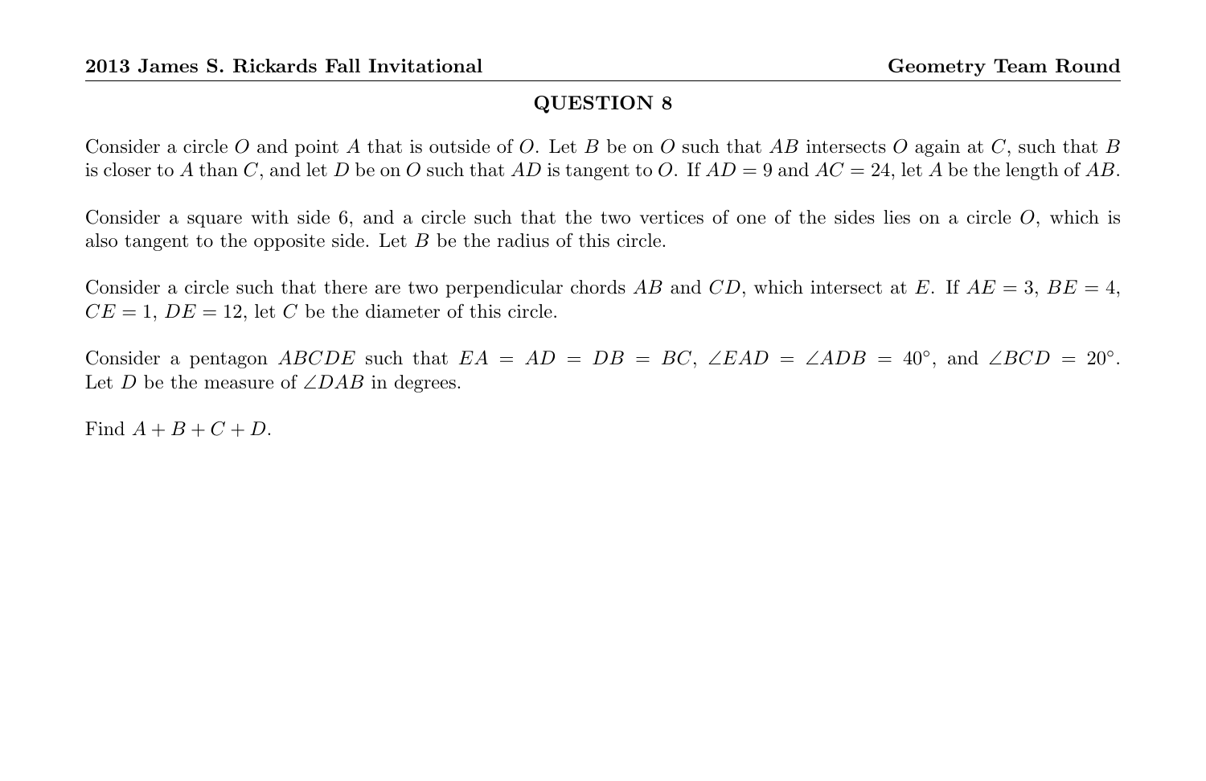## QUESTION 8

Consider a circle $O$ and point $A$ that is outside of $O$. Let $B$ be on $O$ such that $AB$ intersects $O$ again at $C$, such that $B$ is closer to $A$ than $C$, and let $D$ be on $O$ such that $AD$ is tangent to $O$. If $AD = 9$ and $AC = 24$, let $A$ be the length of $AB$.

Consider a square with side 6, and a circle such that the two vertices of one of the sides lies on a circle $O$, which is also tangent to the opposite side. Let $B$ be the radius of this circle.

Consider a circle such that there are two perpendicular chords $AB$ and $CD$, which intersect at $E$. If $AE = 3$, $BE = 4$, $CE = 1$, $DE = 12$, let $C$ be the diameter of this circle.

Consider a pentagon $ABCDE$ such that $EA = AD = DB = BC$, $\angle EAD = \angle ADB = 40^\circ$, and $\angle BCD = 20^\circ$. Let $D$ be the measure of $\angle DAB$ in degrees.

Find $A + B + C + D$.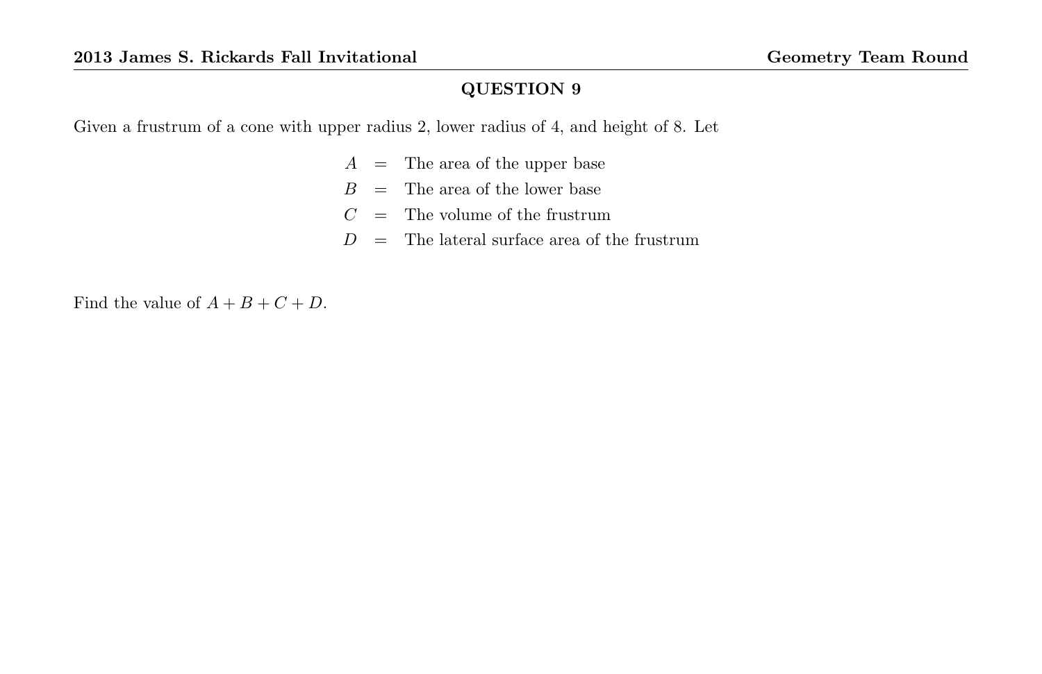## QUESTION 9

Given a frustrum of a cone with upper radius 2, lower radius of 4, and height of 8. Let

$$
\begin{aligned}
A &= \text{The area of the upper base} \\
B &= \text{The area of the lower base} \\
C &= \text{The volume of the frustrum} \\
D &= \text{The lateral surface area of the frustrum}
\end{aligned}
$$

Find the value of $A + B + C + D$.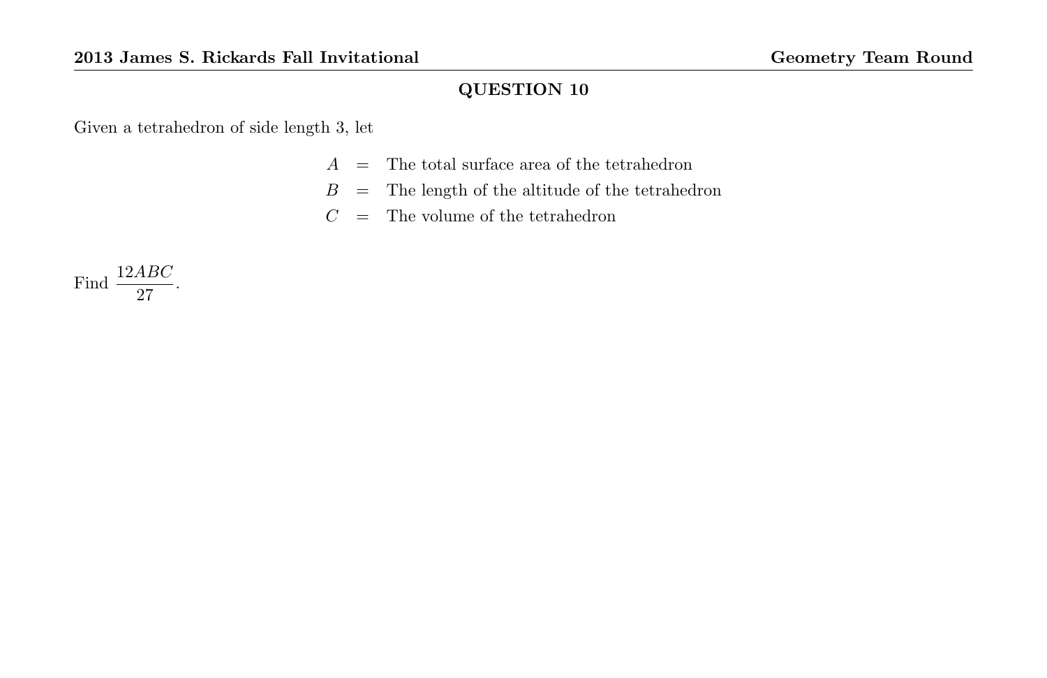## QUESTION 10

Given a tetrahedron of side length 3, let

$$
\begin{aligned}
A &= \text{The total surface area of the tetrahedron} \\
B &= \text{The length of the altitude of the tetrahedron} \\
C &= \text{The volume of the tetrahedron}
\end{aligned}
$$

Find $\dfrac{12ABC}{27}$.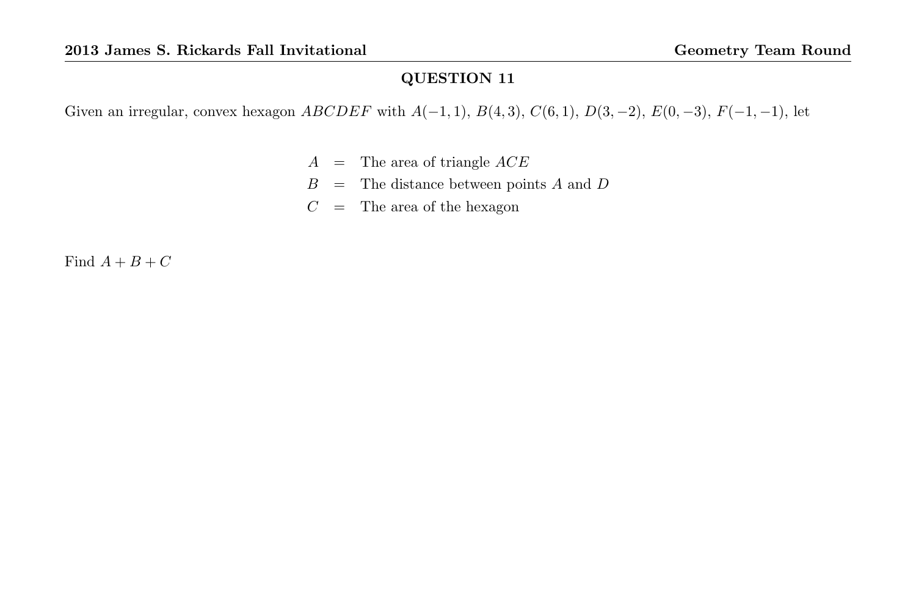## QUESTION 11

Given an irregular, convex hexagon $ABCDEF$ with $A(-1,1)$, $B(4,3)$, $C(6,1)$, $D(3,-2)$, $E(0,-3)$, $F(-1,-1)$, let

$$
\begin{aligned}
A &= \text{The area of triangle } ACE \\
B &= \text{The distance between points } A \text{ and } D \\
C &= \text{The area of the hexagon}
\end{aligned}
$$

Find $A+B+C$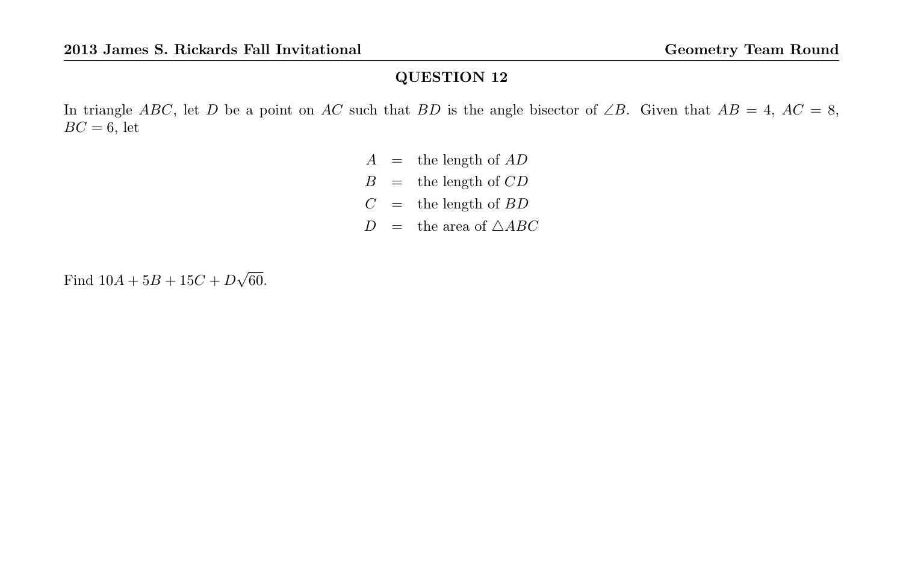## QUESTION 12

In triangle $ABC$, let $D$ be a point on $AC$ such that $BD$ is the angle bisector of $\angle B$. Given that $AB = 4$, $AC = 8$, $BC = 6$, let

$$
\begin{aligned}
A &= \text{the length of } AD \\
B &= \text{the length of } CD \\
C &= \text{the length of } BD \\
D &= \text{the area of } \triangle ABC
\end{aligned}
$$

Find $10A + 5B + 15C + D\sqrt{60}$.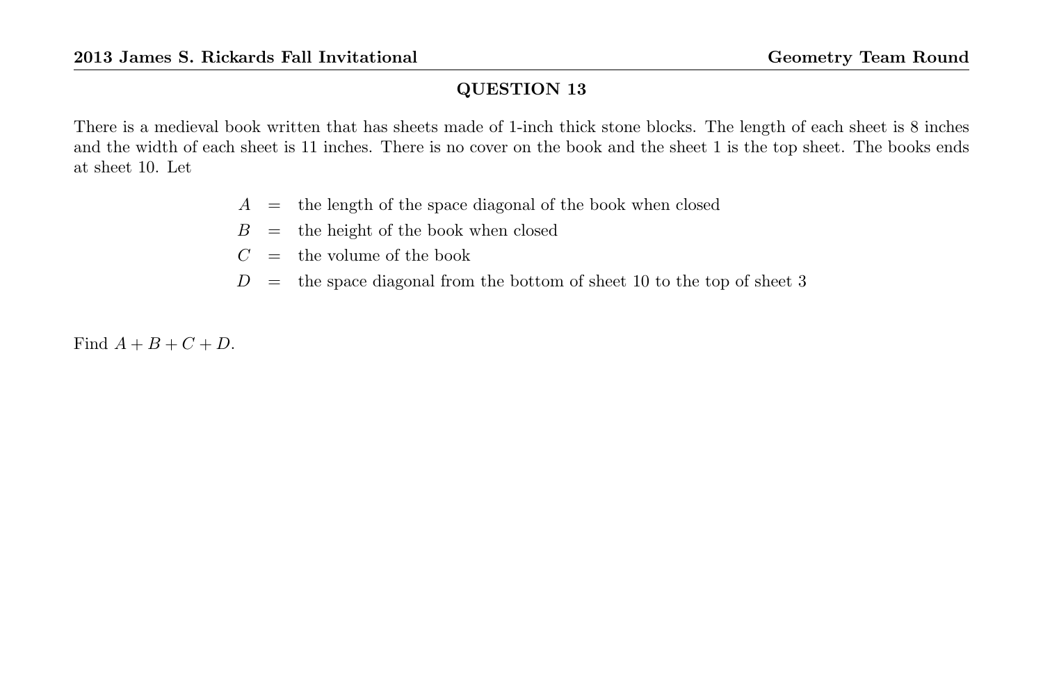## QUESTION 13

There is a medieval book written that has sheets made of 1-inch thick stone blocks. The length of each sheet is 8 inches and the width of each sheet is 11 inches. There is no cover on the book and the sheet 1 is the top sheet. The books ends at sheet 10. Let

$$
\begin{aligned}
A &= \text{the length of the space diagonal of the book when closed} \\
B &= \text{the height of the book when closed} \\
C &= \text{the volume of the book} \\
D &= \text{the space diagonal from the bottom of sheet 10 to the top of sheet 3}
\end{aligned}
$$

Find $A + B + C + D$.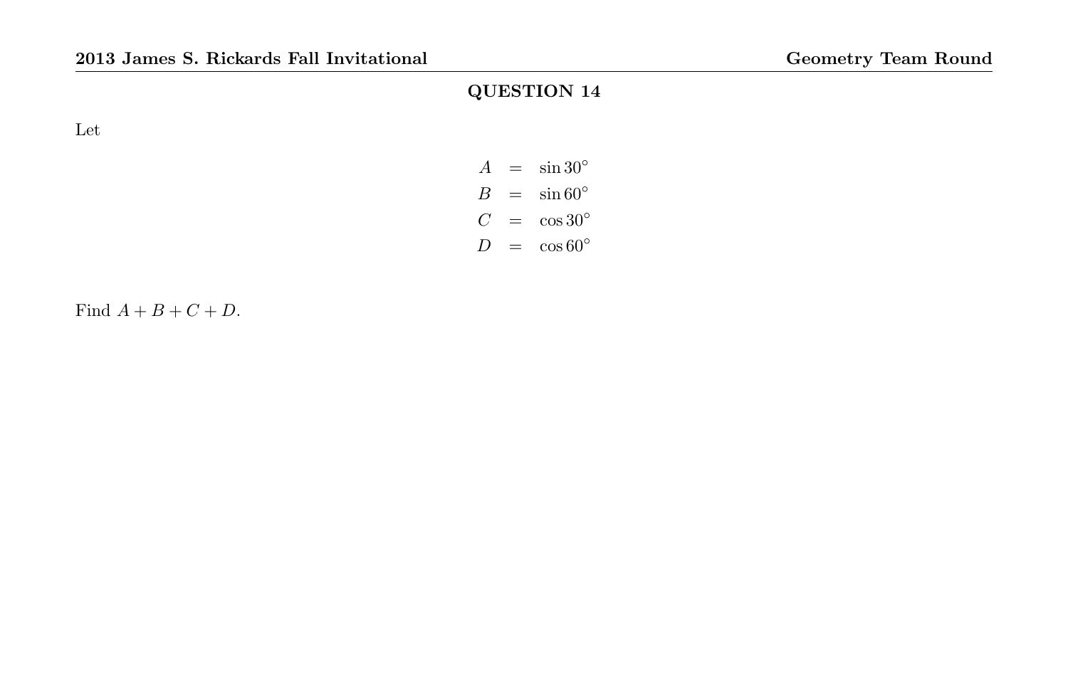## QUESTION 14

Let

$$
\begin{aligned}
A &= \sin 30^\circ \\
B &= \sin 60^\circ \\
C &= \cos 30^\circ \\
D &= \cos 60^\circ
\end{aligned}
$$

Find $A + B + C + D$.